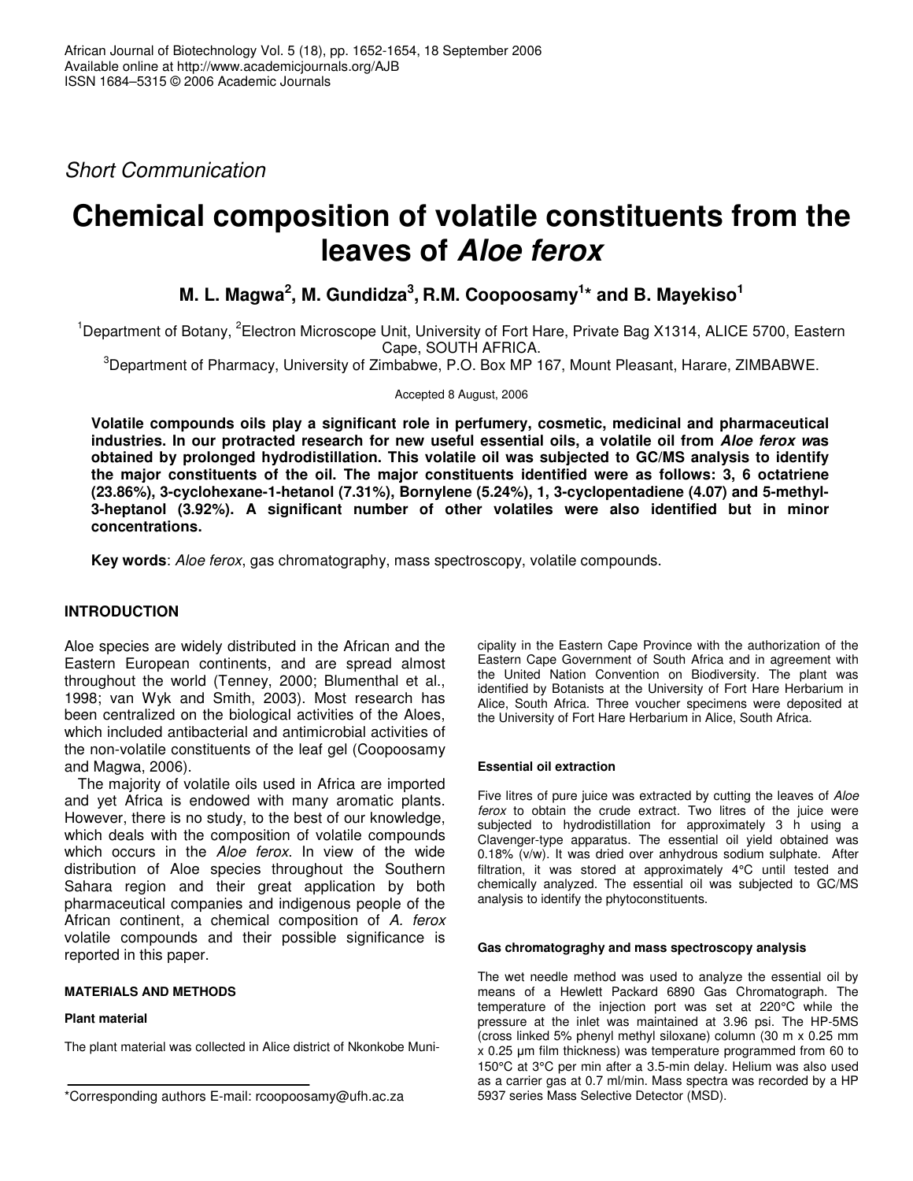*Short Communication*

# Chemical composition of volatile constituents from the leaves of *Aloe ferox*

**M. L. Magwa[2], M. Gundidza[3], R.M. Coopoosamy[1]* and B. Mayekiso[1]**

[1]Department of Botany, [2]Electron Microscope Unit, University of Fort Hare, Private Bag X1314, ALICE 5700, Eastern Cape, SOUTH AFRICA.

[3]Department of Pharmacy, University of Zimbabwe, P.O. Box MP 167, Mount Pleasant, Harare, ZIMBABWE.

Accepted 8 August, 2006

**Volatile compounds oils play a significant role in perfumery, cosmetic, medicinal and pharmaceutical industries. In our protracted research for new useful essential oils, a volatile oil from *Aloe ferox w*as obtained by prolonged hydrodistillation. This volatile oil was subjected to GC/MS analysis to identify the major constituents of the oil. The major constituents identified were as follows: 3, 6 octatriene (23.86%), 3-cyclohexane-1-hetanol (7.31%), Bornylene (5.24%), 1, 3-cyclopentadiene (4.07) and 5-methyl-3-heptanol (3.92%). A significant number of other volatiles were also identified but in minor concentrations.**

**Key words**: *Aloe ferox*, gas chromatography, mass spectroscopy, volatile compounds.

## INTRODUCTION

Aloe species are widely distributed in the African and the Eastern European continents, and are spread almost throughout the world (Tenney, 2000; Blumenthal et al., 1998; van Wyk and Smith, 2003). Most research has been centralized on the biological activities of the Aloes, which included antibacterial and antimicrobial activities of the non-volatile constituents of the leaf gel (Coopoosamy and Magwa, 2006).

The majority of volatile oils used in Africa are imported and yet Africa is endowed with many aromatic plants. However, there is no study, to the best of our knowledge, which deals with the composition of volatile compounds which occurs in the *Aloe ferox*. In view of the wide distribution of Aloe species throughout the Southern Sahara region and their great application by both pharmaceutical companies and indigenous people of the African continent, a chemical composition of *A. ferox* volatile compounds and their possible significance is reported in this paper.

## MATERIALS AND METHODS

### Plant material

The plant material was collected in Alice district of Nkonkobe Municipality in the Eastern Cape Province with the authorization of the Eastern Cape Government of South Africa and in agreement with the United Nation Convention on Biodiversity. The plant was identified by Botanists at the University of Fort Hare Herbarium in Alice, South Africa. Three voucher specimens were deposited at the University of Fort Hare Herbarium in Alice, South Africa.

### Essential oil extraction

Five litres of pure juice was extracted by cutting the leaves of *Aloe ferox* to obtain the crude extract. Two litres of the juice were subjected to hydrodistillation for approximately 3 h using a Clavenger-type apparatus. The essential oil yield obtained was 0.18% (v/w). It was dried over anhydrous sodium sulphate. After filtration, it was stored at approximately 4°C until tested and chemically analyzed. The essential oil was subjected to GC/MS analysis to identify the phytoconstituents.

### Gas chromatograghy and mass spectroscopy analysis

The wet needle method was used to analyze the essential oil by means of a Hewlett Packard 6890 Gas Chromatograph. The temperature of the injection port was set at 220°C while the pressure at the inlet was maintained at 3.96 psi. The HP-5MS (cross linked 5% phenyl methyl siloxane) column (30 m x 0.25 mm x 0.25 µm film thickness) was temperature programmed from 60 to 150°C at 3°C per min after a 3.5-min delay. Helium was also used as a carrier gas at 0.7 ml/min. Mass spectra was recorded by a HP 5937 series Mass Selective Detector (MSD).

*Corresponding authors E-mail: rcoopoosamy@ufh.ac.za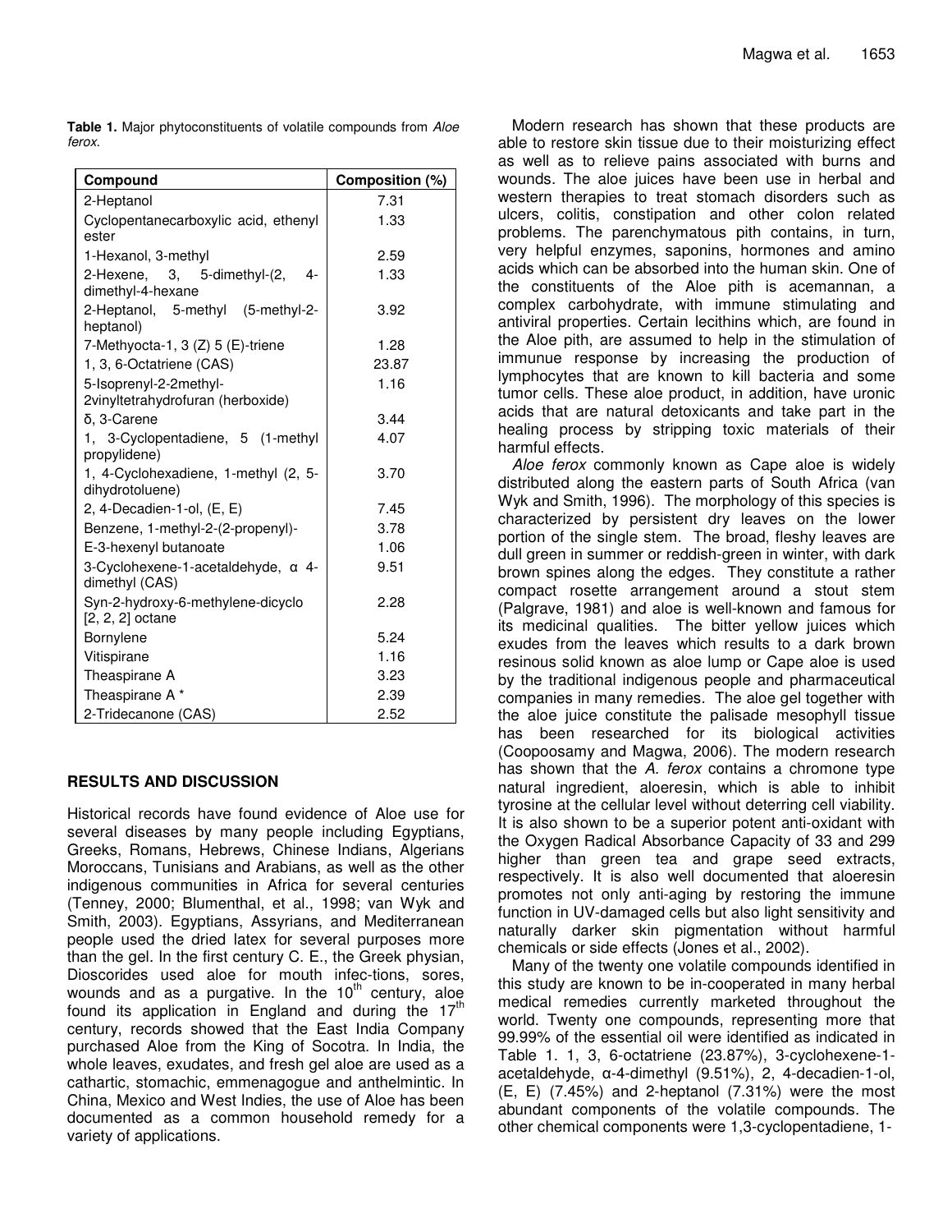**Table 1.** Major phytoconstituents of volatile compounds from *Aloe ferox*.

| Compound | Composition (%) |
|---|---|
| 2-Heptanol | 7.31 |
| Cyclopentanecarboxylic acid, ethenyl ester | 1.33 |
| 1-Hexanol, 3-methyl | 2.59 |
| 2-Hexene, 3, 5-dimethyl-(2, 4-dimethyl-4-hexane | 1.33 |
| 2-Heptanol, 5-methyl (5-methyl-2-heptanol) | 3.92 |
| 7-Methyocta-1, 3 (Z) 5 (E)-triene | 1.28 |
| 1, 3, 6-Octatriene (CAS) | 23.87 |
| 5-Isoprenyl-2-2methyl-2vinyltetrahydrofuran (herboxide) | 1.16 |
| δ, 3-Carene | 3.44 |
| 1, 3-Cyclopentadiene, 5 (1-methyl propylidene) | 4.07 |
| 1, 4-Cyclohexadiene, 1-methyl (2, 5-dihydrotoluene) | 3.70 |
| 2, 4-Decadien-1-ol, (E, E) | 7.45 |
| Benzene, 1-methyl-2-(2-propenyl)- | 3.78 |
| E-3-hexenyl butanoate | 1.06 |
| 3-Cyclohexene-1-acetaldehyde, α 4-dimethyl (CAS) | 9.51 |
| Syn-2-hydroxy-6-methylene-dicyclo [2, 2, 2] octane | 2.28 |
| Bornylene | 5.24 |
| Vitispirane | 1.16 |
| Theaspirane A | 3.23 |
| Theaspirane A * | 2.39 |
| 2-Tridecanone (CAS) | 2.52 |

## RESULTS AND DISCUSSION

Historical records have found evidence of Aloe use for several diseases by many people including Egyptians, Greeks, Romans, Hebrews, Chinese Indians, Algerians Moroccans, Tunisians and Arabians, as well as the other indigenous communities in Africa for several centuries (Tenney, 2000; Blumenthal, et al., 1998; van Wyk and Smith, 2003). Egyptians, Assyrians, and Mediterranean people used the dried latex for several purposes more than the gel. In the first century C. E., the Greek physian, Dioscorides used aloe for mouth infec-tions, sores, wounds and as a purgative. In the 10th century, aloe found its application in England and during the 17th century, records showed that the East India Company purchased Aloe from the King of Socotra. In India, the whole leaves, exudates, and fresh gel aloe are used as a cathartic, stomachic, emmenagogue and anthelmintic. In China, Mexico and West Indies, the use of Aloe has been documented as a common household remedy for a variety of applications.

Modern research has shown that these products are able to restore skin tissue due to their moisturizing effect as well as to relieve pains associated with burns and wounds. The aloe juices have been use in herbal and western therapies to treat stomach disorders such as ulcers, colitis, constipation and other colon related problems. The parenchymatous pith contains, in turn, very helpful enzymes, saponins, hormones and amino acids which can be absorbed into the human skin. One of the constituents of the Aloe pith is acemannan, a complex carbohydrate, with immune stimulating and antiviral properties. Certain lecithins which, are found in the Aloe pith, are assumed to help in the stimulation of immunue response by increasing the production of lymphocytes that are known to kill bacteria and some tumor cells. These aloe product, in addition, have uronic acids that are natural detoxicants and take part in the healing process by stripping toxic materials of their harmful effects.

*Aloe ferox* commonly known as Cape aloe is widely distributed along the eastern parts of South Africa (van Wyk and Smith, 1996). The morphology of this species is characterized by persistent dry leaves on the lower portion of the single stem. The broad, fleshy leaves are dull green in summer or reddish-green in winter, with dark brown spines along the edges. They constitute a rather compact rosette arrangement around a stout stem (Palgrave, 1981) and aloe is well-known and famous for its medicinal qualities. The bitter yellow juices which exudes from the leaves which results to a dark brown resinous solid known as aloe lump or Cape aloe is used by the traditional indigenous people and pharmaceutical companies in many remedies. The aloe gel together with the aloe juice constitute the palisade mesophyll tissue has been researched for its biological activities (Coopoosamy and Magwa, 2006). The modern research has shown that the *A. ferox* contains a chromone type natural ingredient, aloeresin, which is able to inhibit tyrosine at the cellular level without deterring cell viability. It is also shown to be a superior potent anti-oxidant with the Oxygen Radical Absorbance Capacity of 33 and 299 higher than green tea and grape seed extracts, respectively. It is also well documented that aloeresin promotes not only anti-aging by restoring the immune function in UV-damaged cells but also light sensitivity and naturally darker skin pigmentation without harmful chemicals or side effects (Jones et al., 2002).

Many of the twenty one volatile compounds identified in this study are known to be in-cooperated in many herbal medical remedies currently marketed throughout the world. Twenty one compounds, representing more that 99.99% of the essential oil were identified as indicated in Table 1. 1, 3, 6-octatriene (23.87%), 3-cyclohexene-1-acetaldehyde, α-4-dimethyl (9.51%), 2, 4-decadien-1-ol, (E, E) (7.45%) and 2-heptanol (7.31%) were the most abundant components of the volatile compounds. The other chemical components were 1,3-cyclopentadiene, 1-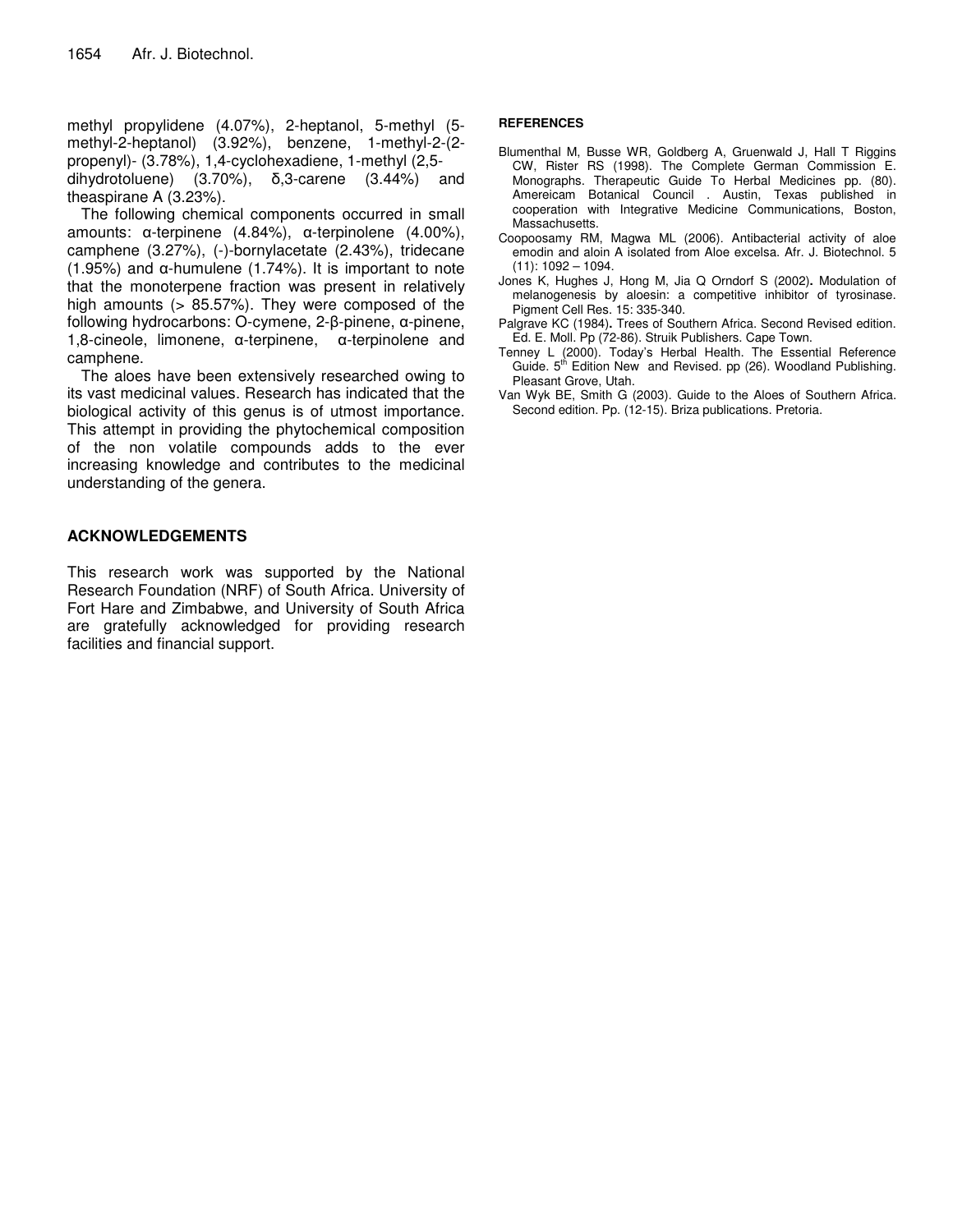methyl propylidene (4.07%), 2-heptanol, 5-methyl (5-methyl-2-heptanol) (3.92%), benzene, 1-methyl-2-(2-propenyl)- (3.78%), 1,4-cyclohexadiene, 1-methyl (2,5-dihydrotoluene) (3.70%), δ,3-carene (3.44%) and theaspirane A (3.23%).

The following chemical components occurred in small amounts: α-terpinene (4.84%), α-terpinolene (4.00%), camphene (3.27%), (-)-bornylacetate (2.43%), tridecane (1.95%) and α-humulene (1.74%). It is important to note that the monoterpene fraction was present in relatively high amounts (> 85.57%). They were composed of the following hydrocarbons: O-cymene, 2-β-pinene, α-pinene, 1,8-cineole, limonene, α-terpinene, α-terpinolene and camphene.

The aloes have been extensively researched owing to its vast medicinal values. Research has indicated that the biological activity of this genus is of utmost importance. This attempt in providing the phytochemical composition of the non volatile compounds adds to the ever increasing knowledge and contributes to the medicinal understanding of the genera.

## ACKNOWLEDGEMENTS

This research work was supported by the National Research Foundation (NRF) of South Africa. University of Fort Hare and Zimbabwe, and University of South Africa are gratefully acknowledged for providing research facilities and financial support.

## REFERENCES

Blumenthal M, Busse WR, Goldberg A, Gruenwald J, Hall T Riggins CW, Rister RS (1998). The Complete German Commission E. Monographs. Therapeutic Guide To Herbal Medicines pp. (80). Amereicam Botanical Council . Austin, Texas published in cooperation with Integrative Medicine Communications, Boston, Massachusetts.

Coopoosamy RM, Magwa ML (2006). Antibacterial activity of aloe emodin and aloin A isolated from Aloe excelsa. Afr. J. Biotechnol. 5 (11): 1092 – 1094.

Jones K, Hughes J, Hong M, Jia Q Orndorf S (2002). Modulation of melanogenesis by aloesin: a competitive inhibitor of tyrosinase. Pigment Cell Res. 15: 335-340.

Palgrave KC (1984). Trees of Southern Africa. Second Revised edition. Ed. E. Moll. Pp (72-86). Struik Publishers. Cape Town.

Tenney L (2000). Today's Herbal Health. The Essential Reference Guide. 5th Edition New and Revised. pp (26). Woodland Publishing. Pleasant Grove, Utah.

Van Wyk BE, Smith G (2003). Guide to the Aloes of Southern Africa. Second edition. Pp. (12-15). Briza publications. Pretoria.